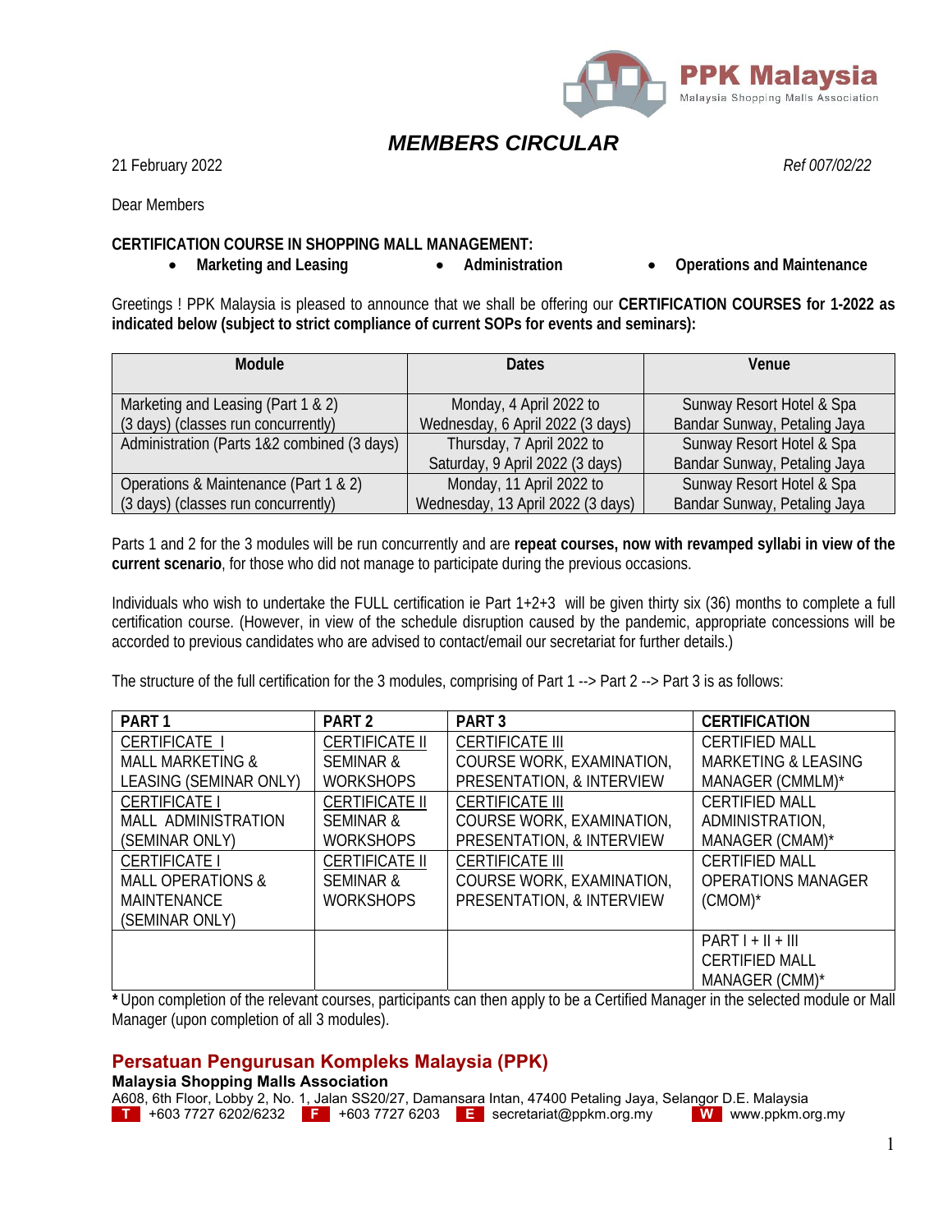PPK Malaysia
Malaysia Shopping Malls Association

# *MEMBERS CIRCULAR*

21 February 2022 *Ref 007/02/22*

Dear Members

**CERTIFICATION COURSE IN SHOPPING MALL MANAGEMENT:**

- **Marketing and Leasing**
- **Administration**
- **Operations and Maintenance**

Greetings ! PPK Malaysia is pleased to announce that we shall be offering our **CERTIFICATION COURSES for 1-2022 as indicated below (subject to strict compliance of current SOPs for events and seminars):**

| Module | Dates | Venue |
|---|---|---|
| Marketing and Leasing (Part 1 & 2) (3 days) (classes run concurrently) | Monday, 4 April 2022 to Wednesday, 6 April 2022 (3 days) | Sunway Resort Hotel & Spa Bandar Sunway, Petaling Jaya |
| Administration (Parts 1&2 combined (3 days) | Thursday, 7 April 2022 to Saturday, 9 April 2022 (3 days) | Sunway Resort Hotel & Spa Bandar Sunway, Petaling Jaya |
| Operations & Maintenance (Part 1 & 2) (3 days) (classes run concurrently) | Monday, 11 April 2022 to Wednesday, 13 April 2022 (3 days) | Sunway Resort Hotel & Spa Bandar Sunway, Petaling Jaya |

Parts 1 and 2 for the 3 modules will be run concurrently and are **repeat courses, now with revamped syllabi in view of the current scenario**, for those who did not manage to participate during the previous occasions.

Individuals who wish to undertake the FULL certification ie Part 1+2+3 will be given thirty six (36) months to complete a full certification course. (However, in view of the schedule disruption caused by the pandemic, appropriate concessions will be accorded to previous candidates who are advised to contact/email our secretariat for further details.)

The structure of the full certification for the 3 modules, comprising of Part 1 --> Part 2 --> Part 3 is as follows:

| PART 1 | PART 2 | PART 3 | CERTIFICATION |
|---|---|---|---|
| CERTIFICATE I MALL MARKETING & LEASING (SEMINAR ONLY) | CERTIFICATE II SEMINAR & WORKSHOPS | CERTIFICATE III COURSE WORK, EXAMINATION, PRESENTATION, & INTERVIEW | CERTIFIED MALL MARKETING & LEASING MANAGER (CMMLM)* |
| CERTIFICATE I MALL ADMINISTRATION (SEMINAR ONLY) | CERTIFICATE II SEMINAR & WORKSHOPS | CERTIFICATE III COURSE WORK, EXAMINATION, PRESENTATION, & INTERVIEW | CERTIFIED MALL ADMINISTRATION, MANAGER (CMAM)* |
| CERTIFICATE I MALL OPERATIONS & MAINTENANCE (SEMINAR ONLY) | CERTIFICATE II SEMINAR & WORKSHOPS | CERTIFICATE III COURSE WORK, EXAMINATION, PRESENTATION, & INTERVIEW | CERTIFIED MALL OPERATIONS MANAGER (CMOM)* |
| | | | PART I + II + III CERTIFIED MALL MANAGER (CMM)* |

**\*** Upon completion of the relevant courses, participants can then apply to be a Certified Manager in the selected module or Mall Manager (upon completion of all 3 modules).

**Persatuan Pengurusan Kompleks Malaysia (PPK)**
**Malaysia Shopping Malls Association**
A608, 6th Floor, Lobby 2, No. 1, Jalan SS20/27, Damansara Intan, 47400 Petaling Jaya, Selangor D.E. Malaysia
T +603 7727 6202/6232 F +603 7727 6203 E secretariat@ppkm.org.my W www.ppkm.org.my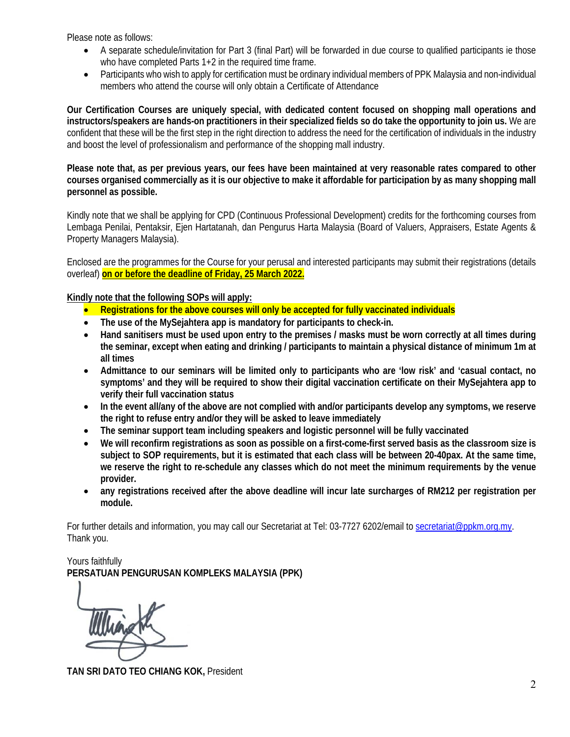Please note as follows:

- A separate schedule/invitation for Part 3 (final Part) will be forwarded in due course to qualified participants ie those who have completed Parts 1+2 in the required time frame.
- Participants who wish to apply for certification must be ordinary individual members of PPK Malaysia and non-individual members who attend the course will only obtain a Certificate of Attendance

**Our Certification Courses are uniquely special, with dedicated content focused on shopping mall operations and instructors/speakers are hands-on practitioners in their specialized fields so do take the opportunity to join us.** We are confident that these will be the first step in the right direction to address the need for the certification of individuals in the industry and boost the level of professionalism and performance of the shopping mall industry.

**Please note that, as per previous years, our fees have been maintained at very reasonable rates compared to other courses organised commercially as it is our objective to make it affordable for participation by as many shopping mall personnel as possible.**

Kindly note that we shall be applying for CPD (Continuous Professional Development) credits for the forthcoming courses from Lembaga Penilai, Pentaksir, Ejen Hartatanah, dan Pengurus Harta Malaysia (Board of Valuers, Appraisers, Estate Agents & Property Managers Malaysia).

Enclosed are the programmes for the Course for your perusal and interested participants may submit their registrations (details overleaf) **on or before the deadline of Friday, 25 March 2022.**

**Kindly note that the following SOPs will apply:**

- **Registrations for the above courses will only be accepted for fully vaccinated individuals**
- **The use of the MySejahtera app is mandatory for participants to check-in.**
- **Hand sanitisers must be used upon entry to the premises / masks must be worn correctly at all times during the seminar, except when eating and drinking / participants to maintain a physical distance of minimum 1m at all times**
- **Admittance to our seminars will be limited only to participants who are 'low risk' and 'casual contact, no symptoms' and they will be required to show their digital vaccination certificate on their MySejahtera app to verify their full vaccination status**
- **In the event all/any of the above are not complied with and/or participants develop any symptoms, we reserve the right to refuse entry and/or they will be asked to leave immediately**
- **The seminar support team including speakers and logistic personnel will be fully vaccinated**
- **We will reconfirm registrations as soon as possible on a first-come-first served basis as the classroom size is subject to SOP requirements, but it is estimated that each class will be between 20-40pax. At the same time, we reserve the right to re-schedule any classes which do not meet the minimum requirements by the venue provider.**
- **any registrations received after the above deadline will incur late surcharges of RM212 per registration per module.**

For further details and information, you may call our Secretariat at Tel: 03-7727 6202/email to secretariat@ppkm.org.my. Thank you.

Yours faithfully
**PERSATUAN PENGURUSAN KOMPLEKS MALAYSIA (PPK)**

**TAN SRI DATO TEO CHIANG KOK,** President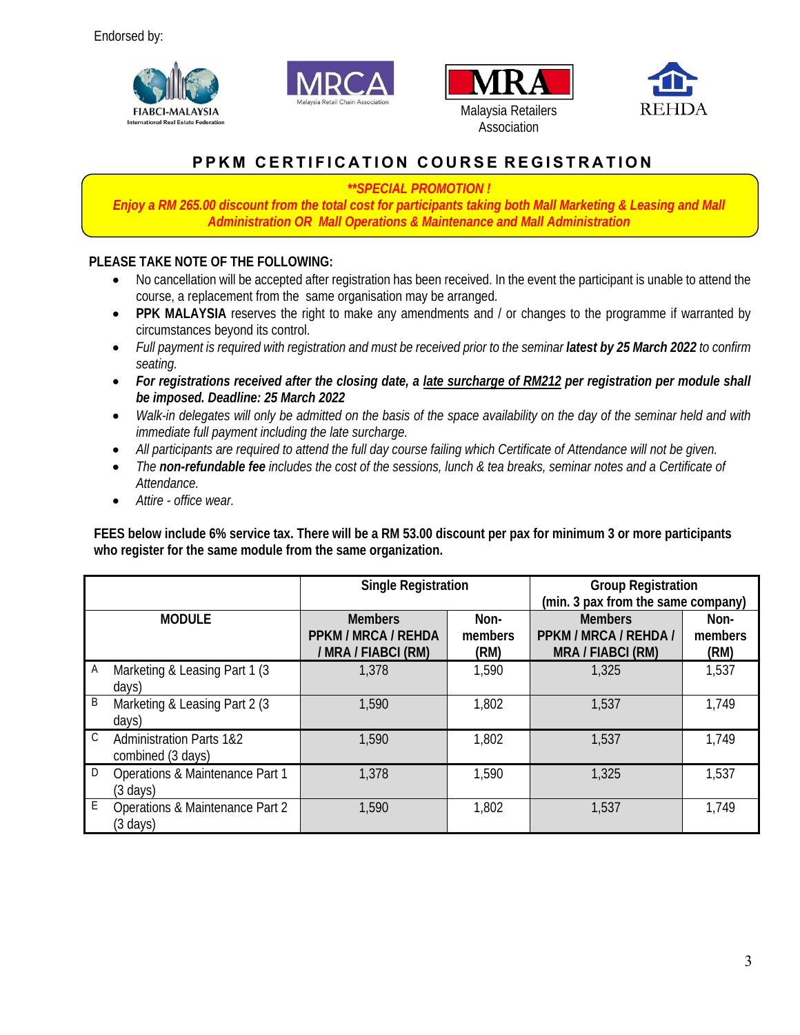Endorsed by:

FIABCI-MALAYSIA International Real Estate Federation

MRCA Malaysia Retail Chain Association

MRA Malaysia Retailers Association

REHDA

## PPKM CERTIFICATION COURSE REGISTRATION

***\*\*SPECIAL PROMOTION !***

***Enjoy a RM 265.00 discount from the total cost for participants taking both Mall Marketing & Leasing and Mall Administration OR Mall Operations & Maintenance and Mall Administration***

**PLEASE TAKE NOTE OF THE FOLLOWING:**

- No cancellation will be accepted after registration has been received. In the event the participant is unable to attend the course, a replacement from the same organisation may be arranged.
- **PPK MALAYSIA** reserves the right to make any amendments and / or changes to the programme if warranted by circumstances beyond its control.
- *Full payment is required with registration and must be received prior to the seminar **latest by 25 March 2022** to confirm seating.*
- ***For registrations received after the closing date, a late surcharge of RM212 per registration per module shall be imposed. Deadline: 25 March 2022***
- *Walk-in delegates will only be admitted on the basis of the space availability on the day of the seminar held and with immediate full payment including the late surcharge.*
- *All participants are required to attend the full day course failing which Certificate of Attendance will not be given.*
- *The **non-refundable fee** includes the cost of the sessions, lunch & tea breaks, seminar notes and a Certificate of Attendance.*
- *Attire - office wear.*

**FEES below include 6% service tax. There will be a RM 53.00 discount per pax for minimum 3 or more participants who register for the same module from the same organization.**

| | | Single Registration | | Group Registration (min. 3 pax from the same company) | |
|---|---|---|---|---|---|
| MODULE | | Members PPKM / MRCA / REHDA / MRA / FIABCI (RM) | Non-members (RM) | Members PPKM / MRCA / REHDA / MRA / FIABCI (RM) | Non-members (RM) |
| A | Marketing & Leasing Part 1 (3 days) | 1,378 | 1,590 | 1,325 | 1,537 |
| B | Marketing & Leasing Part 2 (3 days) | 1,590 | 1,802 | 1,537 | 1,749 |
| C | Administration Parts 1&2 combined (3 days) | 1,590 | 1,802 | 1,537 | 1,749 |
| D | Operations & Maintenance Part 1 (3 days) | 1,378 | 1,590 | 1,325 | 1,537 |
| E | Operations & Maintenance Part 2 (3 days) | 1,590 | 1,802 | 1,537 | 1,749 |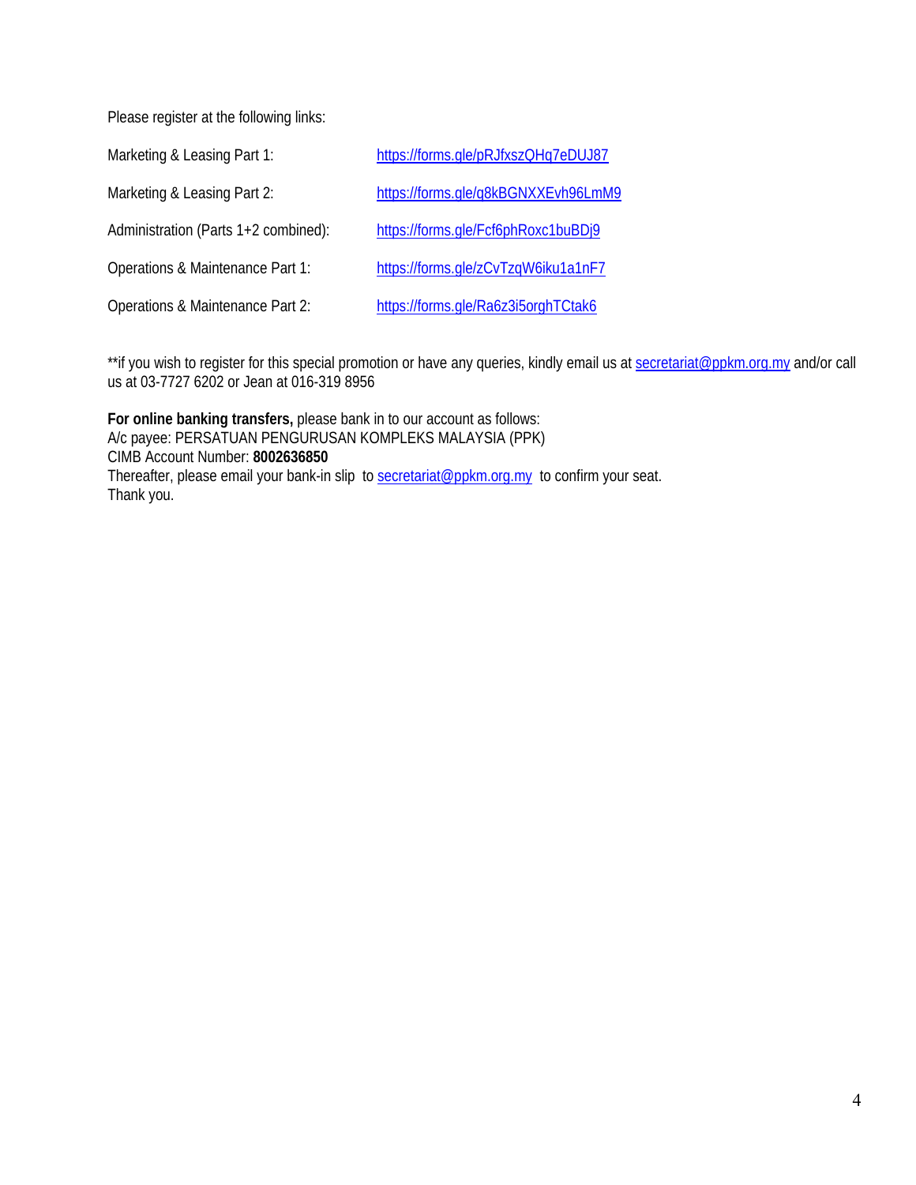Please register at the following links:

| | |
|---|---|
| Marketing & Leasing Part 1: | https://forms.gle/pRJfxszQHq7eDUJ87 |
| Marketing & Leasing Part 2: | https://forms.gle/q8kBGNXXEvh96LmM9 |
| Administration (Parts 1+2 combined): | https://forms.gle/Fcf6phRoxc1buBDj9 |
| Operations & Maintenance Part 1: | https://forms.gle/zCvTzqW6iku1a1nF7 |
| Operations & Maintenance Part 2: | https://forms.gle/Ra6z3i5orghTCtak6 |

**if you wish to register for this special promotion or have any queries, kindly email us at secretariat@ppkm.org.my and/or call us at 03-7727 6202 or Jean at 016-319 8956

**For online banking transfers,** please bank in to our account as follows:
A/c payee: PERSATUAN PENGURUSAN KOMPLEKS MALAYSIA (PPK)
CIMB Account Number: **8002636850**
Thereafter, please email your bank-in slip to secretariat@ppkm.org.my to confirm your seat.
Thank you.